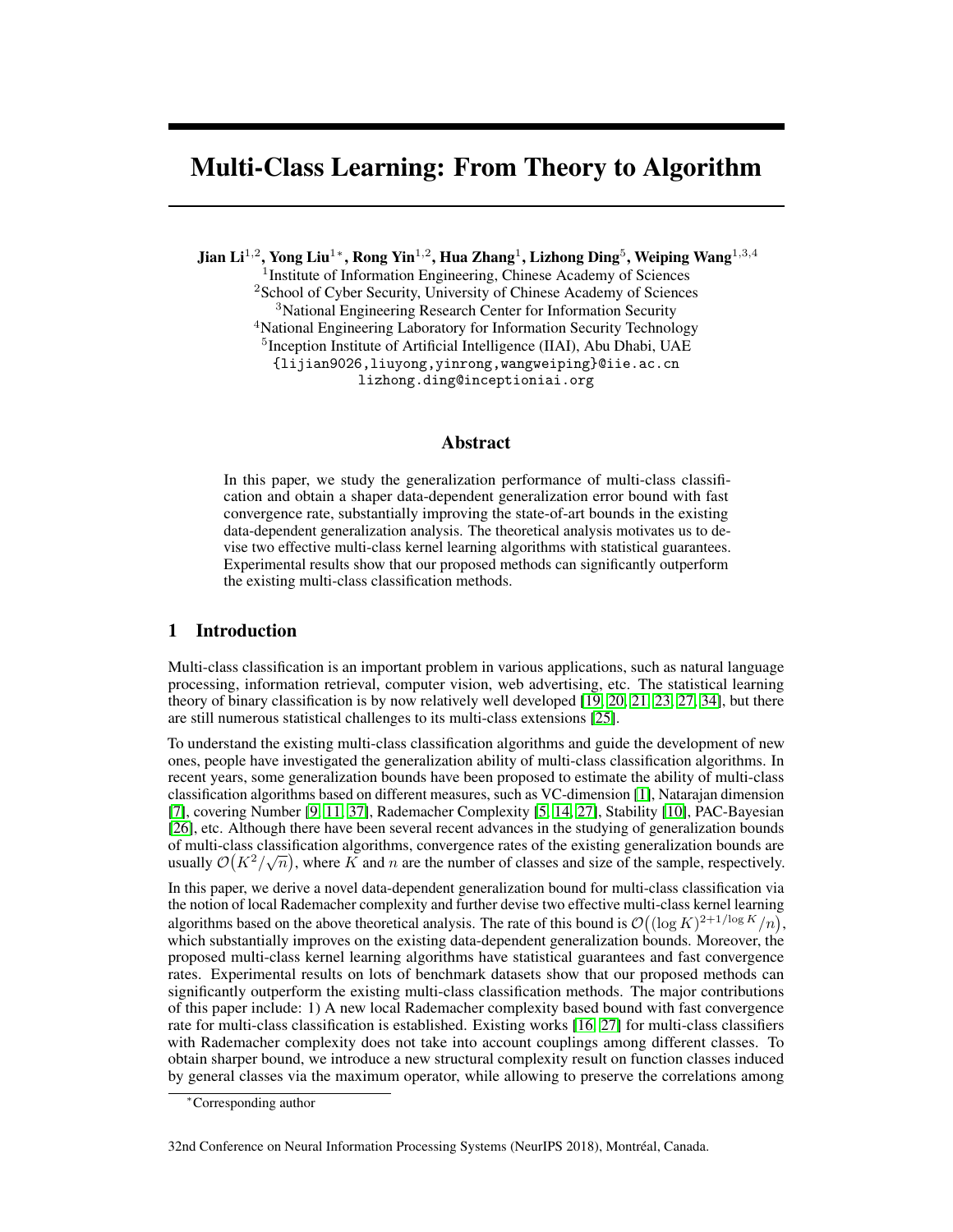# Multi-Class Learning: From Theory to Algorithm

**Jian Li[1,2], Yong Liu[1*], Rong Yin[1,2], Hua Zhang[1], Lizhong Ding[5], Weiping Wang[1,3,4]**

[1]Institute of Information Engineering, Chinese Academy of Sciences
[2]School of Cyber Security, University of Chinese Academy of Sciences
[3]National Engineering Research Center for Information Security
[4]National Engineering Laboratory for Information Security Technology
[5]Inception Institute of Artificial Intelligence (IIAI), Abu Dhabi, UAE
{lijian9026,liuyong,yinrong,wangweiping}@iie.ac.cn
lizhong.ding@inceptioniai.org

## Abstract

In this paper, we study the generalization performance of multi-class classification and obtain a shaper data-dependent generalization error bound with fast convergence rate, substantially improving the state-of-art bounds in the existing data-dependent generalization analysis. The theoretical analysis motivates us to devise two effective multi-class kernel learning algorithms with statistical guarantees. Experimental results show that our proposed methods can significantly outperform the existing multi-class classification methods.

## 1 Introduction

Multi-class classification is an important problem in various applications, such as natural language processing, information retrieval, computer vision, web advertising, etc. The statistical learning theory of binary classification is by now relatively well developed [19, 20, 21, 23, 27, 34], but there are still numerous statistical challenges to its multi-class extensions [25].

To understand the existing multi-class classification algorithms and guide the development of new ones, people have investigated the generalization ability of multi-class classification algorithms. In recent years, some generalization bounds have been proposed to estimate the ability of multi-class classification algorithms based on different measures, such as VC-dimension [1], Natarajan dimension [7], covering Number [9, 11, 37], Rademacher Complexity [5, 14, 27], Stability [10], PAC-Bayesian [26], etc. Although there have been several recent advances in the studying of generalization bounds of multi-class classification algorithms, convergence rates of the existing generalization bounds are usually $\mathcal{O}\big(K^2/\sqrt{n}\big)$, where $K$ and $n$ are the number of classes and size of the sample, respectively.

In this paper, we derive a novel data-dependent generalization bound for multi-class classification via the notion of local Rademacher complexity and further devise two effective multi-class kernel learning algorithms based on the above theoretical analysis. The rate of this bound is $\mathcal{O}\big((\log K)^{2+1/\log K}/n\big)$, which substantially improves on the existing data-dependent generalization bounds. Moreover, the proposed multi-class kernel learning algorithms have statistical guarantees and fast convergence rates. Experimental results on lots of benchmark datasets show that our proposed methods can significantly outperform the existing multi-class classification methods. The major contributions of this paper include: 1) A new local Rademacher complexity based bound with fast convergence rate for multi-class classification is established. Existing works [16, 27] for multi-class classifiers with Rademacher complexity does not take into account couplings among different classes. To obtain sharper bound, we introduce a new structural complexity result on function classes induced by general classes via the maximum operator, while allowing to preserve the correlations among

*Corresponding author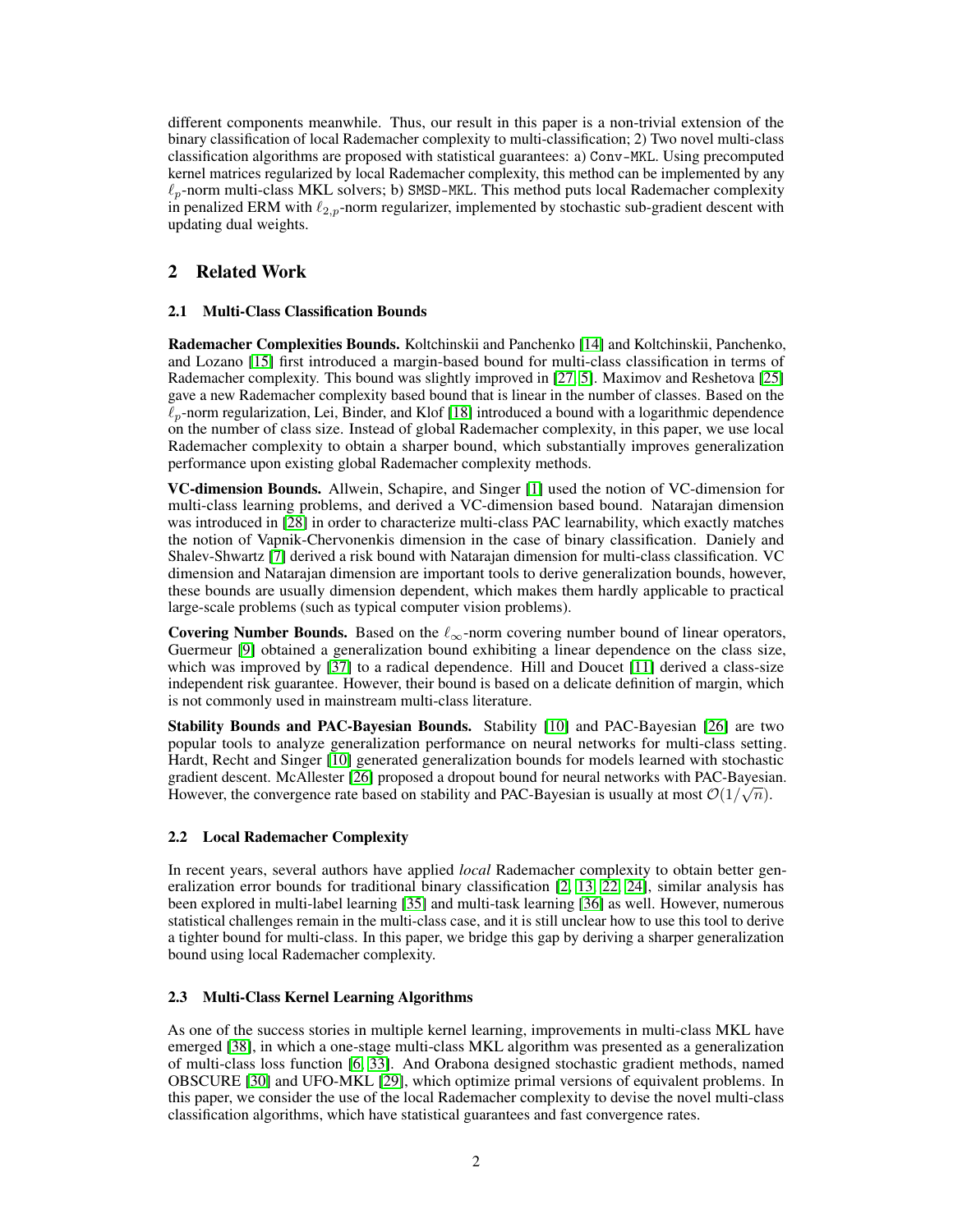different components meanwhile. Thus, our result in this paper is a non-trivial extension of the binary classification of local Rademacher complexity to multi-classification; 2) Two novel multi-class classification algorithms are proposed with statistical guarantees: a) Conv-MKL. Using precomputed kernel matrices regularized by local Rademacher complexity, this method can be implemented by any $\ell_p$-norm multi-class MKL solvers; b) SMSD-MKL. This method puts local Rademacher complexity in penalized ERM with $\ell_{2,p}$-norm regularizer, implemented by stochastic sub-gradient descent with updating dual weights.

## 2 Related Work

### 2.1 Multi-Class Classification Bounds

**Rademacher Complexities Bounds.** Koltchinskii and Panchenko [14] and Koltchinskii, Panchenko, and Lozano [15] first introduced a margin-based bound for multi-class classification in terms of Rademacher complexity. This bound was slightly improved in [27, 5]. Maximov and Reshetova [25] gave a new Rademacher complexity based bound that is linear in the number of classes. Based on the $\ell_p$-norm regularization, Lei, Binder, and Klof [18] introduced a bound with a logarithmic dependence on the number of class size. Instead of global Rademacher complexity, in this paper, we use local Rademacher complexity to obtain a sharper bound, which substantially improves generalization performance upon existing global Rademacher complexity methods.

**VC-dimension Bounds.** Allwein, Schapire, and Singer [1] used the notion of VC-dimension for multi-class learning problems, and derived a VC-dimension based bound. Natarajan dimension was introduced in [28] in order to characterize multi-class PAC learnability, which exactly matches the notion of Vapnik-Chervonenkis dimension in the case of binary classification. Daniely and Shalev-Shwartz [7] derived a risk bound with Natarajan dimension for multi-class classification. VC dimension and Natarajan dimension are important tools to derive generalization bounds, however, these bounds are usually dimension dependent, which makes them hardly applicable to practical large-scale problems (such as typical computer vision problems).

**Covering Number Bounds.** Based on the $\ell_\infty$-norm covering number bound of linear operators, Guermeur [9] obtained a generalization bound exhibiting a linear dependence on the class size, which was improved by [37] to a radical dependence. Hill and Doucet [11] derived a class-size independent risk guarantee. However, their bound is based on a delicate definition of margin, which is not commonly used in mainstream multi-class literature.

**Stability Bounds and PAC-Bayesian Bounds.** Stability [10] and PAC-Bayesian [26] are two popular tools to analyze generalization performance on neural networks for multi-class setting. Hardt, Recht and Singer [10] generated generalization bounds for models learned with stochastic gradient descent. McAllester [26] proposed a dropout bound for neural networks with PAC-Bayesian. However, the convergence rate based on stability and PAC-Bayesian is usually at most $\mathcal{O}(1/\sqrt{n})$.

### 2.2 Local Rademacher Complexity

In recent years, several authors have applied *local* Rademacher complexity to obtain better generalization error bounds for traditional binary classification [2, 13, 22, 24], similar analysis has been explored in multi-label learning [35] and multi-task learning [36] as well. However, numerous statistical challenges remain in the multi-class case, and it is still unclear how to use this tool to derive a tighter bound for multi-class. In this paper, we bridge this gap by deriving a sharper generalization bound using local Rademacher complexity.

### 2.3 Multi-Class Kernel Learning Algorithms

As one of the success stories in multiple kernel learning, improvements in multi-class MKL have emerged [38], in which a one-stage multi-class MKL algorithm was presented as a generalization of multi-class loss function [6, 33]. And Orabona designed stochastic gradient methods, named OBSCURE [30] and UFO-MKL [29], which optimize primal versions of equivalent problems. In this paper, we consider the use of the local Rademacher complexity to devise the novel multi-class classification algorithms, which have statistical guarantees and fast convergence rates.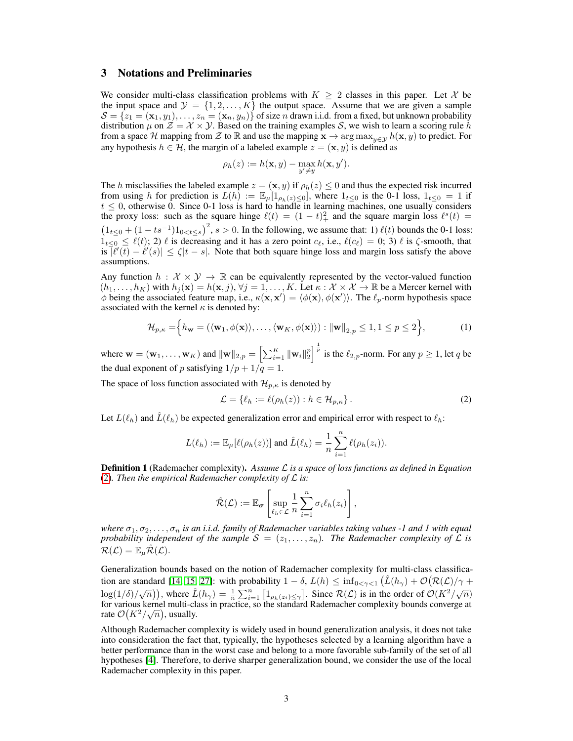## 3 Notations and Preliminaries

We consider multi-class classification problems with $K \geq 2$ classes in this paper. Let $\mathcal{X}$ be the input space and $\mathcal{Y} = \{1, 2, \ldots, K\}$ the output space. Assume that we are given a sample $\mathcal{S} = \{z_1 = (\mathbf{x}_1, y_1), \ldots, z_n = (\mathbf{x}_n, y_n)\}$ of size $n$ drawn i.i.d. from a fixed, but unknown probability distribution $\mu$ on $\mathcal{Z} = \mathcal{X} \times \mathcal{Y}$. Based on the training examples $\mathcal{S}$, we wish to learn a scoring rule $h$ from a space $\mathcal{H}$ mapping from $\mathcal{Z}$ to $\mathbb{R}$ and use the mapping $\mathbf{x} \to \arg\max_{y \in \mathcal{Y}} h(\mathbf{x}, y)$ to predict. For any hypothesis $h \in \mathcal{H}$, the margin of a labeled example $z = (\mathbf{x}, y)$ is defined as

$$\rho_h(z) := h(\mathbf{x}, y) - \max_{y' \neq y} h(\mathbf{x}, y').$$

The $h$ misclassifies the labeled example $z = (\mathbf{x}, y)$ if $\rho_h(z) \leq 0$ and thus the expected risk incurred from using $h$ for prediction is $L(h) := \mathbb{E}_\mu[1_{\rho_h(z) \leq 0}]$, where $1_{t \leq 0}$ is the 0-1 loss, $1_{t \leq 0} = 1$ if $t \leq 0$, otherwise 0. Since 0-1 loss is hard to handle in learning machines, one usually considers the proxy loss: such as the square hinge $\ell(t) = (1-t)_+^2$ and the square margin loss $\ell^s(t) = \big(1_{t \leq 0} + (1 - ts^{-1})1_{0 < t \leq s}\big)^2$, $s > 0$. In the following, we assume that: 1) $\ell(t)$ bounds the 0-1 loss: $1_{t \leq 0} \leq \ell(t)$; 2) $\ell$ is decreasing and it has a zero point $c_\ell$, i.e., $\ell(c_\ell) = 0$; 3) $\ell$ is $\zeta$-smooth, that is $|\ell'(t) - \ell'(s)| \leq \zeta |t - s|$. Note that both square hinge loss and margin loss satisfy the above assumptions.

Any function $h : \mathcal{X} \times \mathcal{Y} \to \mathbb{R}$ can be equivalently represented by the vector-valued function $(h_1, \ldots, h_K)$ with $h_j(\mathbf{x}) = h(\mathbf{x}, j), \forall j = 1, \ldots, K$. Let $\kappa : \mathcal{X} \times \mathcal{X} \to \mathbb{R}$ be a Mercer kernel with $\phi$ being the associated feature map, i.e., $\kappa(\mathbf{x}, \mathbf{x}') = \langle \phi(\mathbf{x}), \phi(\mathbf{x}') \rangle$. The $\ell_p$-norm hypothesis space associated with the kernel $\kappa$ is denoted by:

$$\mathcal{H}_{p,\kappa} = \Big\{ h_{\mathbf{w}} = (\langle \mathbf{w}_1, \phi(\mathbf{x}) \rangle, \ldots, \langle \mathbf{w}_K, \phi(\mathbf{x}) \rangle) : \|\mathbf{w}\|_{2,p} \leq 1, 1 \leq p \leq 2 \Big\}, \tag{1}$$

where $\mathbf{w} = (\mathbf{w}_1, \ldots, \mathbf{w}_K)$ and $\|\mathbf{w}\|_{2,p} = \Big[\sum_{i=1}^K \|\mathbf{w}_i\|_2^p\Big]^{\frac{1}{p}}$ is the $\ell_{2,p}$-norm. For any $p \geq 1$, let $q$ be the dual exponent of $p$ satisfying $1/p + 1/q = 1$.

The space of loss function associated with $\mathcal{H}_{p,\kappa}$ is denoted by

$$\mathcal{L} = \{\ell_h := \ell(\rho_h(z)) : h \in \mathcal{H}_{p,\kappa}\}. \tag{2}$$

Let $L(\ell_h)$ and $\hat{L}(\ell_h)$ be expected generalization error and empirical error with respect to $\ell_h$:

$$L(\ell_h) := \mathbb{E}_\mu[\ell(\rho_h(z))] \text{ and } \hat{L}(\ell_h) = \frac{1}{n} \sum_{i=1}^n \ell(\rho_h(z_i)).$$

**Definition 1** (Rademacher complexity). *Assume $\mathcal{L}$ is a space of loss functions as defined in Equation (2). Then the empirical Rademacher complexity of $\mathcal{L}$ is:*

$$\hat{\mathcal{R}}(\mathcal{L}) := \mathbb{E}_{\boldsymbol{\sigma}} \left[ \sup_{\ell_h \in \mathcal{L}} \frac{1}{n} \sum_{i=1}^n \sigma_i \ell_h(z_i) \right],$$

*where $\sigma_1, \sigma_2, \ldots, \sigma_n$ is an i.i.d. family of Rademacher variables taking values -1 and 1 with equal probability independent of the sample $\mathcal{S} = (z_1, \ldots, z_n)$. The Rademacher complexity of $\mathcal{L}$ is $\mathcal{R}(\mathcal{L}) = \mathbb{E}_\mu \hat{\mathcal{R}}(\mathcal{L})$.*

Generalization bounds based on the notion of Rademacher complexity for multi-class classification are standard [14, 15, 27]: with probability $1 - \delta$, $L(h) \leq \inf_{0 < \gamma < 1} \big(\hat{L}(h_\gamma) + \mathcal{O}\big(\mathcal{R}(\mathcal{L})/\gamma + \log(1/\delta)/\sqrt{n}\big)\big)$, where $\hat{L}(h_\gamma) = \frac{1}{n} \sum_{i=1}^n \big[1_{\rho_h(z_i) \leq \gamma}\big]$. Since $\mathcal{R}(\mathcal{L})$ is in the order of $\mathcal{O}(K^2/\sqrt{n})$ for various kernel multi-class in practice, so the standard Rademacher complexity bounds converge at rate $\mathcal{O}\big(K^2/\sqrt{n}\big)$, usually.

Although Rademacher complexity is widely used in bound generalization analysis, it does not take into consideration the fact that, typically, the hypotheses selected by a learning algorithm have a better performance than in the worst case and belong to a more favorable sub-family of the set of all hypotheses [4]. Therefore, to derive sharper generalization bound, we consider the use of the local Rademacher complexity in this paper.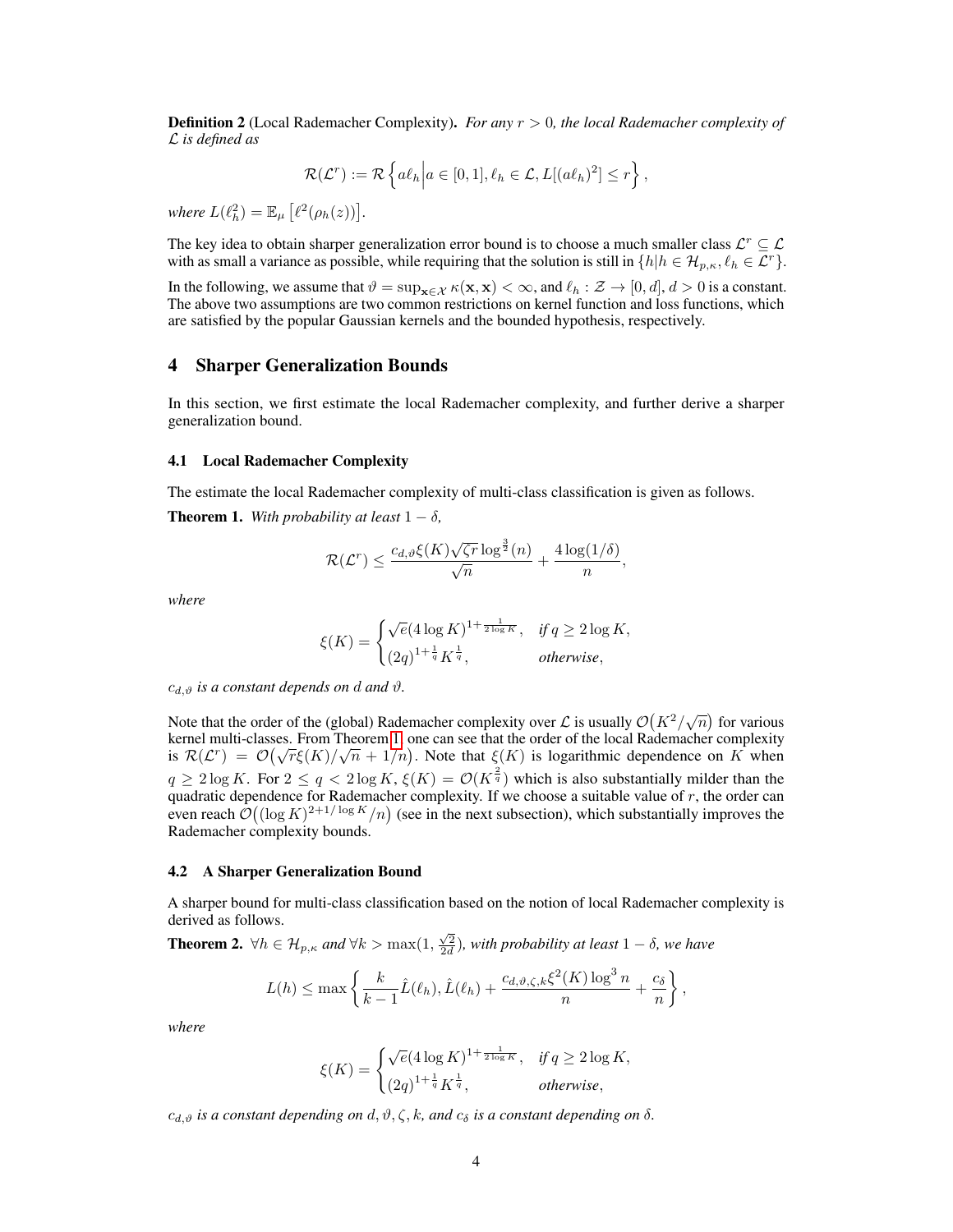**Definition 2** (Local Rademacher Complexity). *For any $r > 0$, the local Rademacher complexity of $\mathcal{L}$ is defined as*

$$
\mathcal{R}(\mathcal{L}^r) := \mathcal{R}\left\{ a\ell_h \middle| a \in [0,1], \ell_h \in \mathcal{L}, L[(a\ell_h)^2] \leq r \right\},
$$

*where $L(\ell_h^2) = \mathbb{E}_\mu \left[ \ell^2(\rho_h(z)) \right]$.*

The key idea to obtain sharper generalization error bound is to choose a much smaller class $\mathcal{L}^r \subseteq \mathcal{L}$ with as small a variance as possible, while requiring that the solution is still in $\{h | h \in \mathcal{H}_{p,\kappa}, \ell_h \in \mathcal{L}^r\}$.

In the following, we assume that $\vartheta = \sup_{\mathbf{x} \in \mathcal{X}} \kappa(\mathbf{x}, \mathbf{x}) < \infty$, and $\ell_h : \mathcal{Z} \to [0, d]$, $d > 0$ is a constant. The above two assumptions are two common restrictions on kernel function and loss functions, which are satisfied by the popular Gaussian kernels and the bounded hypothesis, respectively.

## 4 Sharper Generalization Bounds

In this section, we first estimate the local Rademacher complexity, and further derive a sharper generalization bound.

### 4.1 Local Rademacher Complexity

The estimate the local Rademacher complexity of multi-class classification is given as follows.

**Theorem 1.** *With probability at least $1 - \delta$,*

$$
\mathcal{R}(\mathcal{L}^r) \leq \frac{c_{d,\vartheta} \xi(K) \sqrt{\zeta r} \log^{\frac{3}{2}}(n)}{\sqrt{n}} + \frac{4 \log(1/\delta)}{n},
$$

*where*

$$
\xi(K) = \begin{cases} \sqrt{e}(4 \log K)^{1 + \frac{1}{2 \log K}}, & \text{if } q \geq 2 \log K, \\ (2q)^{1 + \frac{1}{q}} K^{\frac{1}{q}}, & \text{otherwise}, \end{cases}
$$

*$c_{d,\vartheta}$ is a constant depends on $d$ and $\vartheta$.*

Note that the order of the (global) Rademacher complexity over $\mathcal{L}$ is usually $\mathcal{O}\big(K^2/\sqrt{n}\big)$ for various kernel multi-classes. From Theorem 1, one can see that the order of the local Rademacher complexity is $\mathcal{R}(\mathcal{L}^r) = \mathcal{O}\big(\sqrt{r}\xi(K)/\sqrt{n} + 1/n\big)$. Note that $\xi(K)$ is logarithmic dependence on $K$ when $q \geq 2 \log K$. For $2 \leq q < 2 \log K$, $\xi(K) = \mathcal{O}(K^{\frac{2}{q}})$ which is also substantially milder than the quadratic dependence for Rademacher complexity. If we choose a suitable value of $r$, the order can even reach $\mathcal{O}\big((\log K)^{2 + 1/\log K}/n\big)$ (see in the next subsection), which substantially improves the Rademacher complexity bounds.

### 4.2 A Sharper Generalization Bound

A sharper bound for multi-class classification based on the notion of local Rademacher complexity is derived as follows.

**Theorem 2.** *$\forall h \in \mathcal{H}_{p,\kappa}$ and $\forall k > \max(1, \frac{\sqrt{2}}{2d})$, with probability at least $1 - \delta$, we have*

$$
L(h) \leq \max \left\{ \frac{k}{k-1} \hat{L}(\ell_h), \hat{L}(\ell_h) + \frac{c_{d,\vartheta,\zeta,k} \xi^2(K) \log^3 n}{n} + \frac{c_\delta}{n} \right\},
$$

*where*

$$
\xi(K) = \begin{cases} \sqrt{e}(4 \log K)^{1 + \frac{1}{2 \log K}}, & \text{if } q \geq 2 \log K, \\ (2q)^{1 + \frac{1}{q}} K^{\frac{1}{q}}, & \text{otherwise}, \end{cases}
$$

*$c_{d,\vartheta}$ is a constant depending on $d, \vartheta, \zeta, k$, and $c_\delta$ is a constant depending on $\delta$.*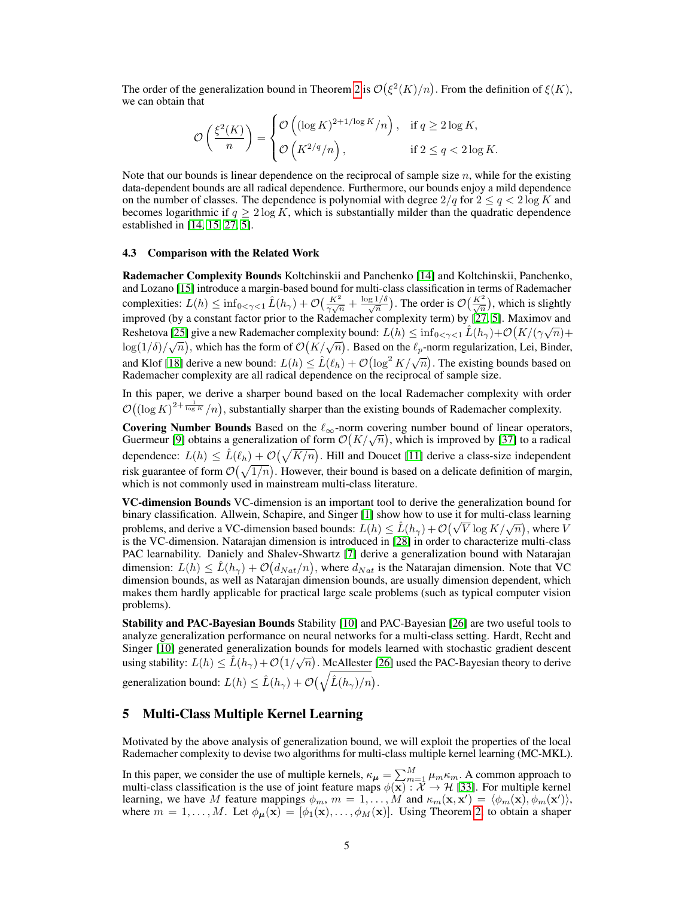The order of the generalization bound in Theorem 2 is $\mathcal{O}\big(\xi^2(K)/n\big)$. From the definition of $\xi(K)$, we can obtain that

$$\mathcal{O}\left(\frac{\xi^2(K)}{n}\right) = \begin{cases} \mathcal{O}\left((\log K)^{2+1/\log K}/n\right), & \text{if } q \geq 2\log K, \\ \mathcal{O}\left(K^{2/q}/n\right), & \text{if } 2 \leq q < 2\log K. \end{cases}$$

Note that our bounds is linear dependence on the reciprocal of sample size $n$, while for the existing data-dependent bounds are all radical dependence. Furthermore, our bounds enjoy a mild dependence on the number of classes. The dependence is polynomial with degree $2/q$ for $2 \leq q < 2\log K$ and becomes logarithmic if $q \geq 2\log K$, which is substantially milder than the quadratic dependence established in [14, 15, 27, 5].

### 4.3 Comparison with the Related Work

**Rademacher Complexity Bounds** Koltchinskii and Panchenko [14] and Koltchinskii, Panchenko, and Lozano [15] introduce a margin-based bound for multi-class classification in terms of Rademacher complexities: $L(h) \leq \inf_{0<\gamma<1} \hat{L}(h_\gamma) + \mathcal{O}\big(\frac{K^2}{\gamma\sqrt{n}} + \frac{\log 1/\delta}{\sqrt{n}}\big)$. The order is $\mathcal{O}\big(\frac{K^2}{\sqrt{n}}\big)$, which is slightly improved (by a constant factor prior to the Rademacher complexity term) by [27, 5]. Maximov and Reshetova [25] give a new Rademacher complexity bound: $L(h) \leq \inf_{0<\gamma<1} \hat{L}(h_\gamma) + \mathcal{O}\big(K/(\gamma\sqrt{n}) + \log(1/\delta)/\sqrt{n}\big)$, which has the form of $\mathcal{O}\big(K/\sqrt{n}\big)$. Based on the $\ell_p$-norm regularization, Lei, Binder, and Klof [18] derive a new bound: $L(h) \leq \hat{L}(\ell_h) + \mathcal{O}\big(\log^2 K/\sqrt{n}\big)$. The existing bounds based on Rademacher complexity are all radical dependence on the reciprocal of sample size.

In this paper, we derive a sharper bound based on the local Rademacher complexity with order $\mathcal{O}\big((\log K)^{2+\frac{1}{\log K}}/n\big)$, substantially sharper than the existing bounds of Rademacher complexity.

**Covering Number Bounds** Based on the $\ell_\infty$-norm covering number bound of linear operators, Guermeur [9] obtains a generalization of form $\mathcal{O}\big(K/\sqrt{n}\big)$, which is improved by [37] to a radical dependence: $L(h) \leq \hat{L}(\ell_h) + \mathcal{O}\big(\sqrt{K/n}\big)$. Hill and Doucet [11] derive a class-size independent risk guarantee of form $\mathcal{O}\big(\sqrt{1/n}\big)$. However, their bound is based on a delicate definition of margin, which is not commonly used in mainstream multi-class literature.

**VC-dimension Bounds** VC-dimension is an important tool to derive the generalization bound for binary classification. Allwein, Schapire, and Singer [1] show how to use it for multi-class learning problems, and derive a VC-dimension based bounds: $L(h) \leq \hat{L}(h_\gamma) + \mathcal{O}\big(\sqrt{V}\log K/\sqrt{n}\big)$, where $V$ is the VC-dimension. Natarajan dimension is introduced in [28] in order to characterize multi-class PAC learnability. Daniely and Shalev-Shwartz [7] derive a generalization bound with Natarajan dimension: $L(h) \leq \hat{L}(h_\gamma) + \mathcal{O}\big(d_{Nat}/n\big)$, where $d_{Nat}$ is the Natarajan dimension. Note that VC dimension bounds, as well as Natarajan dimension bounds, are usually dimension dependent, which makes them hardly applicable for practical large scale problems (such as typical computer vision problems).

**Stability and PAC-Bayesian Bounds** Stability [10] and PAC-Bayesian [26] are two useful tools to analyze generalization performance on neural networks for a multi-class setting. Hardt, Recht and Singer [10] generated generalization bounds for models learned with stochastic gradient descent using stability: $L(h) \leq \hat{L}(h_\gamma) + \mathcal{O}\big(1/\sqrt{n}\big)$. McAllester [26] used the PAC-Bayesian theory to derive generalization bound: $L(h) \leq \hat{L}(h_\gamma) + \mathcal{O}\big(\sqrt{\hat{L}(h_\gamma)/n}\big)$.

## 5 Multi-Class Multiple Kernel Learning

Motivated by the above analysis of generalization bound, we will exploit the properties of the local Rademacher complexity to devise two algorithms for multi-class multiple kernel learning (MC-MKL).

In this paper, we consider the use of multiple kernels, $\kappa_{\boldsymbol{\mu}} = \sum_{m=1}^{M} \mu_m \kappa_m$. A common approach to multi-class classification is the use of joint feature maps $\phi(\mathbf{x}) : \mathcal{X} \to \mathcal{H}$ [33]. For multiple kernel learning, we have $M$ feature mappings $\phi_m$, $m = 1, \ldots, M$ and $\kappa_m(\mathbf{x}, \mathbf{x}') = \langle \phi_m(\mathbf{x}), \phi_m(\mathbf{x}') \rangle$, where $m = 1, \ldots, M$. Let $\phi_{\boldsymbol{\mu}}(\mathbf{x}) = [\phi_1(\mathbf{x}), \ldots, \phi_M(\mathbf{x})]$. Using Theorem 2 to obtain a shaper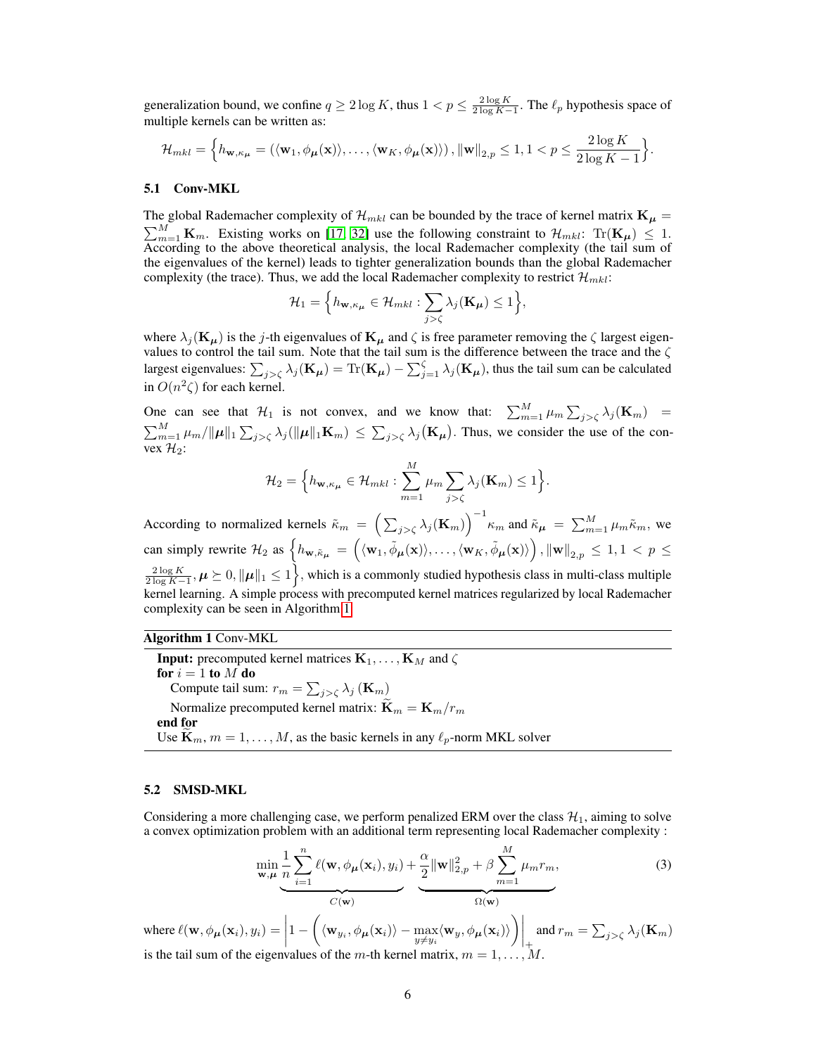generalization bound, we confine $q \geq 2 \log K$, thus $1 < p \leq \frac{2 \log K}{2 \log K - 1}$. The $\ell_p$ hypothesis space of multiple kernels can be written as:

$$\mathcal{H}_{mkl} = \Big\{ h_{\mathbf{w},\kappa_{\boldsymbol{\mu}}} = \left( \langle \mathbf{w}_1, \phi_{\boldsymbol{\mu}}(\mathbf{x}) \rangle, \ldots, \langle \mathbf{w}_K, \phi_{\boldsymbol{\mu}}(\mathbf{x}) \rangle \right), \|\mathbf{w}\|_{2,p} \leq 1, 1 < p \leq \frac{2 \log K}{2 \log K - 1} \Big\}.$$

## 5.1 Conv-MKL

The global Rademacher complexity of $\mathcal{H}_{mkl}$ can be bounded by the trace of kernel matrix $\mathbf{K}_{\boldsymbol{\mu}} = \sum_{m=1}^{M} \mathbf{K}_m$. Existing works on [17, 32] use the following constraint to $\mathcal{H}_{mkl}$: $\mathrm{Tr}(\mathbf{K}_{\boldsymbol{\mu}}) \leq 1$. According to the above theoretical analysis, the local Rademacher complexity (the tail sum of the eigenvalues of the kernel) leads to tighter generalization bounds than the global Rademacher complexity (the trace). Thus, we add the local Rademacher complexity to restrict $\mathcal{H}_{mkl}$:

$$\mathcal{H}_1 = \Big\{ h_{\mathbf{w},\kappa_{\boldsymbol{\mu}}} \in \mathcal{H}_{mkl} : \sum_{j > \zeta} \lambda_j(\mathbf{K}_{\boldsymbol{\mu}}) \leq 1 \Big\},$$

where $\lambda_j(\mathbf{K}_{\boldsymbol{\mu}})$ is the $j$-th eigenvalues of $\mathbf{K}_{\boldsymbol{\mu}}$ and $\zeta$ is free parameter removing the $\zeta$ largest eigenvalues to control the tail sum. Note that the tail sum is the difference between the trace and the $\zeta$ largest eigenvalues: $\sum_{j>\zeta} \lambda_j(\mathbf{K}_{\boldsymbol{\mu}}) = \mathrm{Tr}(\mathbf{K}_{\boldsymbol{\mu}}) - \sum_{j=1}^{\zeta} \lambda_j(\mathbf{K}_{\boldsymbol{\mu}})$, thus the tail sum can be calculated in $O(n^2 \zeta)$ for each kernel.

One can see that $\mathcal{H}_1$ is not convex, and we know that: $\sum_{m=1}^{M} \mu_m \sum_{j>\zeta} \lambda_j(\mathbf{K}_m) = \sum_{m=1}^{M} \mu_m / \|\boldsymbol{\mu}\|_1 \sum_{j>\zeta} \lambda_j(\|\boldsymbol{\mu}\|_1 \mathbf{K}_m) \leq \sum_{j>\zeta} \lambda_j(\mathbf{K}_{\boldsymbol{\mu}})$. Thus, we consider the use of the convex $\mathcal{H}_2$:

$$\mathcal{H}_2 = \Big\{ h_{\mathbf{w},\kappa_{\boldsymbol{\mu}}} \in \mathcal{H}_{mkl} : \sum_{m=1}^{M} \mu_m \sum_{j>\zeta} \lambda_j(\mathbf{K}_m) \leq 1 \Big\}.$$

According to normalized kernels $\tilde{\kappa}_m = \left( \sum_{j>\zeta} \lambda_j(\mathbf{K}_m) \right)^{-1} \kappa_m$ and $\tilde{\kappa}_{\boldsymbol{\mu}} = \sum_{m=1}^{M} \mu_m \tilde{\kappa}_m$, we can simply rewrite $\mathcal{H}_2$ as $\Big\{ h_{\mathbf{w},\tilde{\kappa}_{\boldsymbol{\mu}}} = \left( \langle \mathbf{w}_1, \tilde{\phi}_{\boldsymbol{\mu}}(\mathbf{x}) \rangle, \ldots, \langle \mathbf{w}_K, \tilde{\phi}_{\boldsymbol{\mu}}(\mathbf{x}) \rangle \right), \|\mathbf{w}\|_{2,p} \leq 1, 1 < p \leq \frac{2 \log K}{2 \log K - 1}, \boldsymbol{\mu} \succeq 0, \|\boldsymbol{\mu}\|_1 \leq 1 \Big\}$, which is a commonly studied hypothesis class in multi-class multiple kernel learning. A simple process with precomputed kernel matrices regularized by local Rademacher complexity can be seen in Algorithm 1.

---

**Algorithm 1** Conv-MKL

---

**Input:** precomputed kernel matrices $\mathbf{K}_1, \ldots, \mathbf{K}_M$ and $\zeta$
**for** $i = 1$ **to** $M$ **do**
  Compute tail sum: $r_m = \sum_{j>\zeta} \lambda_j(\mathbf{K}_m)$
  Normalize precomputed kernel matrix: $\widetilde{\mathbf{K}}_m = \mathbf{K}_m / r_m$
**end for**
Use $\widetilde{\mathbf{K}}_m, m = 1, \ldots, M$, as the basic kernels in any $\ell_p$-norm MKL solver

---

## 5.2 SMSD-MKL

Considering a more challenging case, we perform penalized ERM over the class $\mathcal{H}_1$, aiming to solve a convex optimization problem with an additional term representing local Rademacher complexity :

$$\min_{\mathbf{w},\boldsymbol{\mu}} \underbrace{\frac{1}{n} \sum_{i=1}^{n} \ell(\mathbf{w}, \phi_{\boldsymbol{\mu}}(\mathbf{x}_i), y_i)}_{C(\mathbf{w})} + \underbrace{\frac{\alpha}{2} \|\mathbf{w}\|_{2,p}^2 + \beta \sum_{m=1}^{M} \mu_m r_m}_{\Omega(\mathbf{w})}, \tag{3}$$

where $\ell(\mathbf{w}, \phi_{\boldsymbol{\mu}}(\mathbf{x}_i), y_i) = \Big| 1 - \Big( \langle \mathbf{w}_{y_i}, \phi_{\boldsymbol{\mu}}(\mathbf{x}_i) \rangle - \max_{y \neq y_i} \langle \mathbf{w}_y, \phi_{\boldsymbol{\mu}}(\mathbf{x}_i) \rangle \Big) \Big|_+$ and $r_m = \sum_{j>\zeta} \lambda_j(\mathbf{K}_m)$ is the tail sum of the eigenvalues of the $m$-th kernel matrix, $m = 1, \ldots, M$.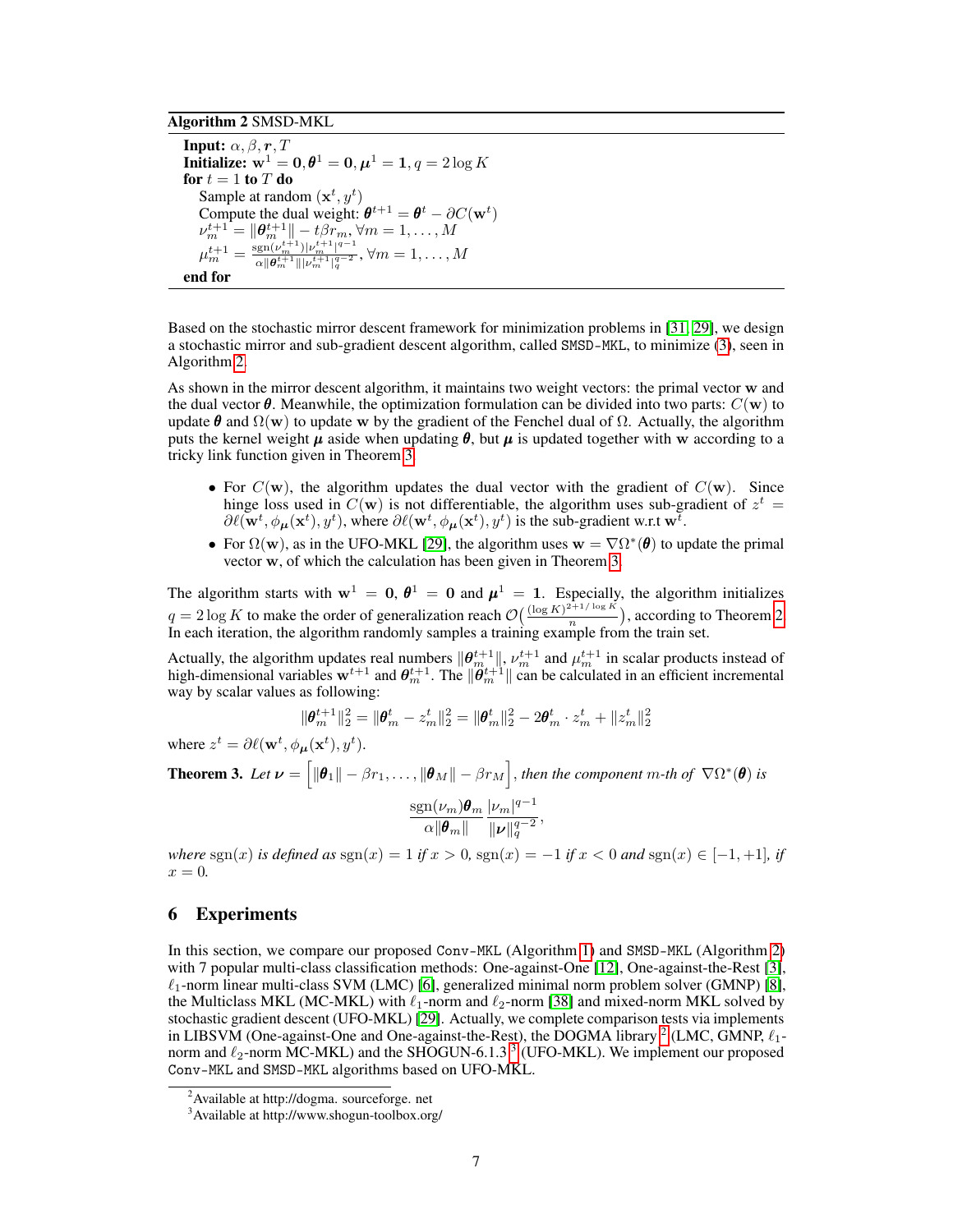**Algorithm 2** SMSD-MKL

**Input:** $\alpha, \beta, \boldsymbol{r}, T$
**Initialize:** $\mathbf{w}^1 = \mathbf{0}, \boldsymbol{\theta}^1 = \mathbf{0}, \boldsymbol{\mu}^1 = \mathbf{1}, q = 2 \log K$
**for** $t = 1$ **to** $T$ **do**
  Sample at random $(\mathbf{x}^t, y^t)$
  Compute the dual weight: $\boldsymbol{\theta}^{t+1} = \boldsymbol{\theta}^t - \partial C(\mathbf{w}^t)$
  $\nu_m^{t+1} = \|\boldsymbol{\theta}_m^{t+1}\| - t\beta r_m, \forall m = 1, \ldots, M$
  $\mu_m^{t+1} = \frac{\mathrm{sgn}(\nu_m^{t+1})|\nu_m^{t+1}|^{q-1}}{\alpha \|\boldsymbol{\theta}_m^{t+1}\| |\nu_m^{t+1}|_q^{q-2}}, \forall m = 1, \ldots, M$
**end for**

Based on the stochastic mirror descent framework for minimization problems in [31, 29], we design a stochastic mirror and sub-gradient descent algorithm, called SMSD-MKL, to minimize (3), seen in Algorithm 2.

As shown in the mirror descent algorithm, it maintains two weight vectors: the primal vector $\mathbf{w}$ and the dual vector $\boldsymbol{\theta}$. Meanwhile, the optimization formulation can be divided into two parts: $C(\mathbf{w})$ to update $\boldsymbol{\theta}$ and $\Omega(\mathbf{w})$ to update $\mathbf{w}$ by the gradient of the Fenchel dual of $\Omega$. Actually, the algorithm puts the kernel weight $\boldsymbol{\mu}$ aside when updating $\boldsymbol{\theta}$, but $\boldsymbol{\mu}$ is updated together with $\mathbf{w}$ according to a tricky link function given in Theorem 3.

- For $C(\mathbf{w})$, the algorithm updates the dual vector with the gradient of $C(\mathbf{w})$. Since hinge loss used in $C(\mathbf{w})$ is not differentiable, the algorithm uses sub-gradient of $z^t = \partial \ell(\mathbf{w}^t, \phi_{\boldsymbol{\mu}}(\mathbf{x}^t), y^t)$, where $\partial \ell(\mathbf{w}^t, \phi_{\boldsymbol{\mu}}(\mathbf{x}^t), y^t)$ is the sub-gradient w.r.t $\mathbf{w}^t$.
- For $\Omega(\mathbf{w})$, as in the UFO-MKL [29], the algorithm uses $\mathbf{w} = \nabla \Omega^*(\boldsymbol{\theta})$ to update the primal vector $\mathbf{w}$, of which the calculation has been given in Theorem 3.

The algorithm starts with $\mathbf{w}^1 = \mathbf{0}$, $\boldsymbol{\theta}^1 = \mathbf{0}$ and $\boldsymbol{\mu}^1 = \mathbf{1}$. Especially, the algorithm initializes $q = 2 \log K$ to make the order of generalization reach $\mathcal{O}\big(\frac{(\log K)^{2+1/\log K}}{n}\big)$, according to Theorem 2. In each iteration, the algorithm randomly samples a training example from the train set.

Actually, the algorithm updates real numbers $\|\boldsymbol{\theta}_m^{t+1}\|$, $\nu_m^{t+1}$ and $\mu_m^{t+1}$ in scalar products instead of high-dimensional variables $\mathbf{w}^{t+1}$ and $\boldsymbol{\theta}_m^{t+1}$. The $\|\boldsymbol{\theta}_m^{t+1}\|$ can be calculated in an efficient incremental way by scalar values as following:

$$\|\boldsymbol{\theta}_m^{t+1}\|_2^2 = \|\boldsymbol{\theta}_m^t - z_m^t\|_2^2 = \|\boldsymbol{\theta}_m^t\|_2^2 - 2\boldsymbol{\theta}_m^t \cdot z_m^t + \|z_m^t\|_2^2$$

where $z^t = \partial \ell(\mathbf{w}^t, \phi_{\boldsymbol{\mu}}(\mathbf{x}^t), y^t)$.

**Theorem 3.** *Let* $\boldsymbol{\nu} = \Big[\|\boldsymbol{\theta}_1\| - \beta r_1, \ldots, \|\boldsymbol{\theta}_M\| - \beta r_M\Big]$*, then the component $m$-th of* $\nabla \Omega^*(\boldsymbol{\theta})$ *is*

$$\frac{\mathrm{sgn}(\nu_m)\boldsymbol{\theta}_m}{\alpha \|\boldsymbol{\theta}_m\|} \frac{|\nu_m|^{q-1}}{\|\boldsymbol{\nu}\|_q^{q-2}},$$

*where* $\mathrm{sgn}(x)$ *is defined as* $\mathrm{sgn}(x) = 1$ *if* $x > 0$*,* $\mathrm{sgn}(x) = -1$ *if* $x < 0$ *and* $\mathrm{sgn}(x) \in [-1, +1]$*, if* $x = 0$*.*

## 6 Experiments

In this section, we compare our proposed Conv-MKL (Algorithm 1) and SMSD-MKL (Algorithm 2) with 7 popular multi-class classification methods: One-against-One [12], One-against-the-Rest [3], $\ell_1$-norm linear multi-class SVM (LMC) [6], generalized minimal norm problem solver (GMNP) [8], the Multiclass MKL (MC-MKL) with $\ell_1$-norm and $\ell_2$-norm [38] and mixed-norm MKL solved by stochastic gradient descent (UFO-MKL) [29]. Actually, we complete comparison tests via implements in LIBSVM (One-against-One and One-against-the-Rest), the DOGMA library [2] (LMC, GMNP, $\ell_1$-norm and $\ell_2$-norm MC-MKL) and the SHOGUN-6.1.3 [3] (UFO-MKL). We implement our proposed Conv-MKL and SMSD-MKL algorithms based on UFO-MKL.

[2]Available at http://dogma. sourceforge. net

[3]Available at http://www.shogun-toolbox.org/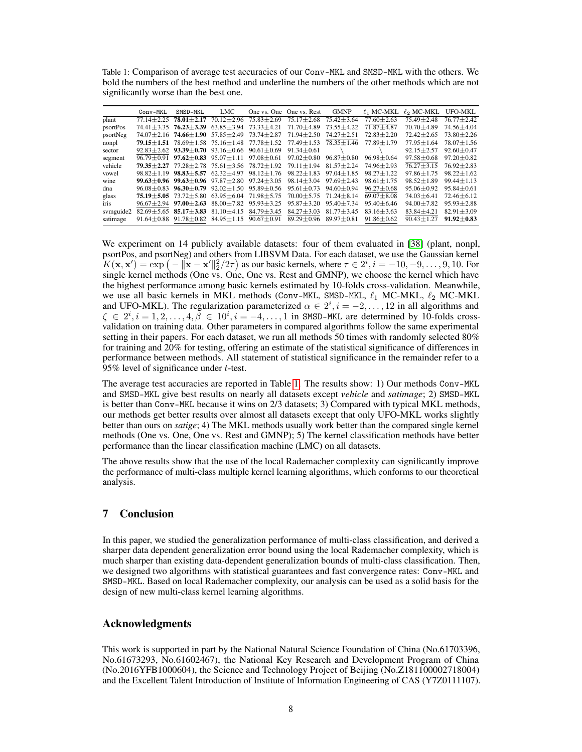Table 1: Comparison of average test accuracies of our Conv-MKL and SMSD-MKL with the others. We bold the numbers of the best method and underline the numbers of the other methods which are not significantly worse than the best one.

| | Conv-MKL | SMSD-MKL | LMC | One vs. One | One vs. Rest | GMNP | $\ell_1$ MC-MKL | $\ell_2$ MC-MKL | UFO-MKL |
|---|---|---|---|---|---|---|---|---|---|
| plant | 77.14±2.25 | **78.01±2.17** | 70.12±2.96 | 75.83±2.69 | 75.17±2.68 | 75.42±3.64 | 77.60±2.63 | 75.49±2.48 | 76.77±2.42 |
| psortPos | 74.41±3.35 | **76.23±3.39** | 63.85±3.94 | 73.33±4.21 | 71.70±4.89 | 73.55±4.22 | 71.87±4.87 | 70.70±4.89 | 74.56±4.04 |
| psortNeg | 74.07±2.16 | **74.66±1.90** | 57.85±2.49 | 73.74±2.87 | 71.94±2.50 | 74.27±2.51 | 72.83±2.20 | 72.42±2.65 | 73.80±2.26 |
| nonpl | **79.15±1.51** | 78.69±1.58 | 75.16±1.48 | 77.78±1.52 | 77.49±1.53 | 78.35±1.46 | 77.89±1.79 | 77.95±1.64 | 78.07±1.56 |
| sector | 92.83±2.62 | **93.39±0.70** | 93.16±0.66 | 90.61±0.69 | 91.34±0.61 | \ | \ | 92.15±2.57 | 92.60±0.47 |
| segment | 96.79±0.91 | **97.62±0.83** | 95.07±1.11 | 97.08±0.61 | 97.02±0.80 | 96.87±0.80 | 96.98±0.64 | 97.58±0.68 | 97.20±0.82 |
| vehicle | **79.35±2.27** | 77.28±2.78 | 75.61±3.56 | 78.72±1.92 | 79.11±1.94 | 81.57±2.24 | 74.96±2.93 | 76.27±3.15 | 76.92±2.83 |
| vowel | 98.82±1.19 | **98.83±5.57** | 62.32±4.97 | 98.12±1.76 | 98.22±1.83 | 97.04±1.85 | 98.27±1.22 | 97.86±1.75 | 98.22±1.62 |
| wine | **99.63±0.96** | **99.63±0.96** | 97.87±2.80 | 97.24±3.05 | 98.14±3.04 | 97.69±2.43 | 98.61±1.75 | 98.52±1.89 | 99.44±1.13 |
| dna | 96.08±0.83 | **96.30±0.79** | 92.02±1.50 | 95.89±0.56 | 95.61±0.73 | 94.60±0.94 | 96.27±0.68 | 95.06±0.92 | 95.84±0.61 |
| glass | **75.19±5.05** | 73.72±5.80 | 63.95±6.04 | 71.98±5.75 | 70.00±5.75 | 71.24±8.14 | 69.07±8.08 | 74.03±6.41 | 72.46±6.12 |
| iris | 96.67±2.94 | **97.00±2.63** | 88.00±7.82 | 95.93±3.25 | 95.87±3.20 | 95.40±7.34 | 95.40±6.46 | 94.00±7.82 | 95.93±2.88 |
| svmguide2 | 82.69±5.65 | **85.17±3.83** | 81.10±4.15 | 84.79±3.45 | 84.27±3.03 | 81.77±3.45 | 83.16±3.63 | 83.84±4.21 | 82.91±3.09 |
| satimage | 91.64±0.88 | 91.78±0.82 | 84.95±1.15 | 90.67±0.91 | 89.29±0.96 | 89.97±0.81 | 91.86±0.62 | 90.43±1.27 | **91.92±0.83** |

We experiment on 14 publicly available datasets: four of them evaluated in [38] (plant, nonpl, psortPos, and psortNeg) and others from LIBSVM Data. For each dataset, we use the Gaussian kernel $K(\mathbf{x}, \mathbf{x}') = \exp\left(-\|\mathbf{x} - \mathbf{x}'\|_2^2/2\tau\right)$ as our basic kernels, where $\tau \in 2^i, i = -10, -9, \ldots, 9, 10$. For single kernel methods (One vs. One, One vs. Rest and GMNP), we choose the kernel which have the highest performance among basic kernels estimated by 10-folds cross-validation. Meanwhile, we use all basic kernels in MKL methods (Conv-MKL, SMSD-MKL, $\ell_1$ MC-MKL, $\ell_2$ MC-MKL and UFO-MKL). The regularization parameterized $\alpha \in 2^i, i = -2, \ldots, 12$ in all algorithms and $\zeta \in 2^i, i = 1, 2, \ldots, 4, \beta \in 10^i, i = -4, \ldots, 1$ in SMSD-MKL are determined by 10-folds cross-validation on training data. Other parameters in compared algorithms follow the same experimental setting in their papers. For each dataset, we run all methods 50 times with randomly selected 80% for training and 20% for testing, offering an estimate of the statistical significance of differences in performance between methods. All statement of statistical significance in the remainder refer to a 95% level of significance under $t$-test.

The average test accuracies are reported in Table 1. The results show: 1) Our methods Conv-MKL and SMSD-MKL give best results on nearly all datasets except *vehicle* and *satimage*; 2) SMSD-MKL is better than Conv-MKL because it wins on 2/3 datasets; 3) Compared with typical MKL methods, our methods get better results over almost all datasets except that only UFO-MKL works slightly better than ours on *satige*; 4) The MKL methods usually work better than the compared single kernel methods (One vs. One, One vs. Rest and GMNP); 5) The kernel classification methods have better performance than the linear classification machine (LMC) on all datasets.

The above results show that the use of the local Rademacher complexity can significantly improve the performance of multi-class multiple kernel learning algorithms, which conforms to our theoretical analysis.

## 7 Conclusion

In this paper, we studied the generalization performance of multi-class classification, and derived a sharper data dependent generalization error bound using the local Rademacher complexity, which is much sharper than existing data-dependent generalization bounds of multi-class classification. Then, we designed two algorithms with statistical guarantees and fast convergence rates: Conv-MKL and SMSD-MKL. Based on local Rademacher complexity, our analysis can be used as a solid basis for the design of new multi-class kernel learning algorithms.

## Acknowledgments

This work is supported in part by the National Natural Science Foundation of China (No.61703396, No.61673293, No.61602467), the National Key Research and Development Program of China (No.2016YFB1000604), the Science and Technology Project of Beijing (No.Z181100002718004) and the Excellent Talent Introduction of Institute of Information Engineering of CAS (Y7Z0111107).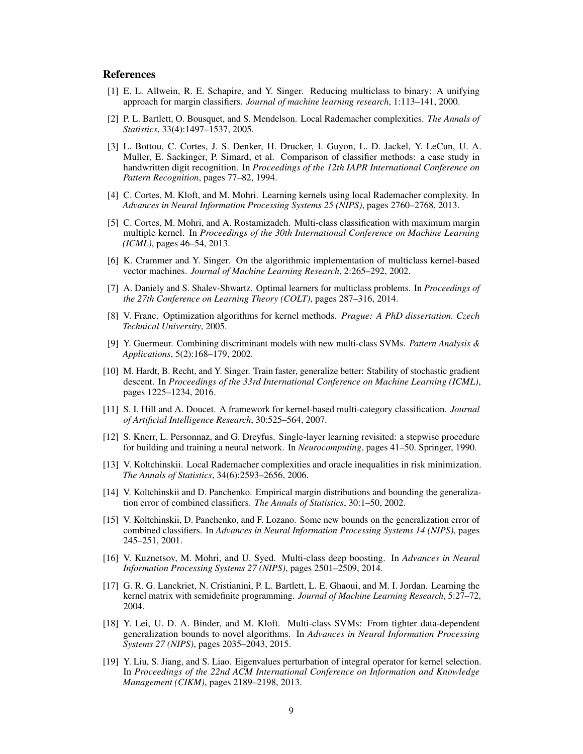## References

[1] E. L. Allwein, R. E. Schapire, and Y. Singer. Reducing multiclass to binary: A unifying approach for margin classifiers. *Journal of machine learning research*, 1:113–141, 2000.

[2] P. L. Bartlett, O. Bousquet, and S. Mendelson. Local Rademacher complexities. *The Annals of Statistics*, 33(4):1497–1537, 2005.

[3] L. Bottou, C. Cortes, J. S. Denker, H. Drucker, I. Guyon, L. D. Jackel, Y. LeCun, U. A. Muller, E. Sackinger, P. Simard, et al. Comparison of classifier methods: a case study in handwritten digit recognition. In *Proceedings of the 12th IAPR International Conference on Pattern Recognition*, pages 77–82, 1994.

[4] C. Cortes, M. Kloft, and M. Mohri. Learning kernels using local Rademacher complexity. In *Advances in Neural Information Processing Systems 25 (NIPS)*, pages 2760–2768, 2013.

[5] C. Cortes, M. Mohri, and A. Rostamizadeh. Multi-class classification with maximum margin multiple kernel. In *Proceedings of the 30th International Conference on Machine Learning (ICML)*, pages 46–54, 2013.

[6] K. Crammer and Y. Singer. On the algorithmic implementation of multiclass kernel-based vector machines. *Journal of Machine Learning Research*, 2:265–292, 2002.

[7] A. Daniely and S. Shalev-Shwartz. Optimal learners for multiclass problems. In *Proceedings of the 27th Conference on Learning Theory (COLT)*, pages 287–316, 2014.

[8] V. Franc. Optimization algorithms for kernel methods. *Prague: A PhD dissertation. Czech Technical University*, 2005.

[9] Y. Guermeur. Combining discriminant models with new multi-class SVMs. *Pattern Analysis & Applications*, 5(2):168–179, 2002.

[10] M. Hardt, B. Recht, and Y. Singer. Train faster, generalize better: Stability of stochastic gradient descent. In *Proceedings of the 33rd International Conference on Machine Learning (ICML)*, pages 1225–1234, 2016.

[11] S. I. Hill and A. Doucet. A framework for kernel-based multi-category classification. *Journal of Artificial Intelligence Research*, 30:525–564, 2007.

[12] S. Knerr, L. Personnaz, and G. Dreyfus. Single-layer learning revisited: a stepwise procedure for building and training a neural network. In *Neurocomputing*, pages 41–50. Springer, 1990.

[13] V. Koltchinskii. Local Rademacher complexities and oracle inequalities in risk minimization. *The Annals of Statistics*, 34(6):2593–2656, 2006.

[14] V. Koltchinskii and D. Panchenko. Empirical margin distributions and bounding the generalization error of combined classifiers. *The Annals of Statistics*, 30:1–50, 2002.

[15] V. Koltchinskii, D. Panchenko, and F. Lozano. Some new bounds on the generalization error of combined classifiers. In *Advances in Neural Information Processing Systems 14 (NIPS)*, pages 245–251, 2001.

[16] V. Kuznetsov, M. Mohri, and U. Syed. Multi-class deep boosting. In *Advances in Neural Information Processing Systems 27 (NIPS)*, pages 2501–2509, 2014.

[17] G. R. G. Lanckriet, N. Cristianini, P. L. Bartlett, L. E. Ghaoui, and M. I. Jordan. Learning the kernel matrix with semidefinite programming. *Journal of Machine Learning Research*, 5:27–72, 2004.

[18] Y. Lei, U. D. A. Binder, and M. Kloft. Multi-class SVMs: From tighter data-dependent generalization bounds to novel algorithms. In *Advances in Neural Information Processing Systems 27 (NIPS)*, pages 2035–2043, 2015.

[19] Y. Liu, S. Jiang, and S. Liao. Eigenvalues perturbation of integral operator for kernel selection. In *Proceedings of the 22nd ACM International Conference on Information and Knowledge Management (CIKM)*, pages 2189–2198, 2013.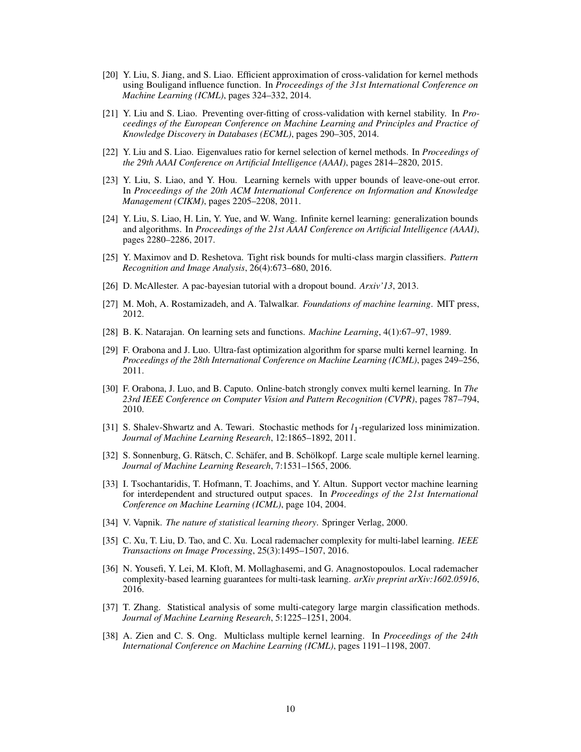[20] Y. Liu, S. Jiang, and S. Liao. Efficient approximation of cross-validation for kernel methods using Bouligand influence function. In *Proceedings of the 31st International Conference on Machine Learning (ICML)*, pages 324–332, 2014.

[21] Y. Liu and S. Liao. Preventing over-fitting of cross-validation with kernel stability. In *Proceedings of the European Conference on Machine Learning and Principles and Practice of Knowledge Discovery in Databases (ECML)*, pages 290–305, 2014.

[22] Y. Liu and S. Liao. Eigenvalues ratio for kernel selection of kernel methods. In *Proceedings of the 29th AAAI Conference on Artificial Intelligence (AAAI)*, pages 2814–2820, 2015.

[23] Y. Liu, S. Liao, and Y. Hou. Learning kernels with upper bounds of leave-one-out error. In *Proceedings of the 20th ACM International Conference on Information and Knowledge Management (CIKM)*, pages 2205–2208, 2011.

[24] Y. Liu, S. Liao, H. Lin, Y. Yue, and W. Wang. Infinite kernel learning: generalization bounds and algorithms. In *Proceedings of the 21st AAAI Conference on Artificial Intelligence (AAAI)*, pages 2280–2286, 2017.

[25] Y. Maximov and D. Reshetova. Tight risk bounds for multi-class margin classifiers. *Pattern Recognition and Image Analysis*, 26(4):673–680, 2016.

[26] D. McAllester. A pac-bayesian tutorial with a dropout bound. *Arxiv'13*, 2013.

[27] M. Moh, A. Rostamizadeh, and A. Talwalkar. *Foundations of machine learning*. MIT press, 2012.

[28] B. K. Natarajan. On learning sets and functions. *Machine Learning*, 4(1):67–97, 1989.

[29] F. Orabona and J. Luo. Ultra-fast optimization algorithm for sparse multi kernel learning. In *Proceedings of the 28th International Conference on Machine Learning (ICML)*, pages 249–256, 2011.

[30] F. Orabona, J. Luo, and B. Caputo. Online-batch strongly convex multi kernel learning. In *The 23rd IEEE Conference on Computer Vision and Pattern Recognition (CVPR)*, pages 787–794, 2010.

[31] S. Shalev-Shwartz and A. Tewari. Stochastic methods for $l_1$-regularized loss minimization. *Journal of Machine Learning Research*, 12:1865–1892, 2011.

[32] S. Sonnenburg, G. Rätsch, C. Schäfer, and B. Schölkopf. Large scale multiple kernel learning. *Journal of Machine Learning Research*, 7:1531–1565, 2006.

[33] I. Tsochantaridis, T. Hofmann, T. Joachims, and Y. Altun. Support vector machine learning for interdependent and structured output spaces. In *Proceedings of the 21st International Conference on Machine Learning (ICML)*, page 104, 2004.

[34] V. Vapnik. *The nature of statistical learning theory*. Springer Verlag, 2000.

[35] C. Xu, T. Liu, D. Tao, and C. Xu. Local rademacher complexity for multi-label learning. *IEEE Transactions on Image Processing*, 25(3):1495–1507, 2016.

[36] N. Yousefi, Y. Lei, M. Kloft, M. Mollaghasemi, and G. Anagnostopoulos. Local rademacher complexity-based learning guarantees for multi-task learning. *arXiv preprint arXiv:1602.05916*, 2016.

[37] T. Zhang. Statistical analysis of some multi-category large margin classification methods. *Journal of Machine Learning Research*, 5:1225–1251, 2004.

[38] A. Zien and C. S. Ong. Multiclass multiple kernel learning. In *Proceedings of the 24th International Conference on Machine Learning (ICML)*, pages 1191–1198, 2007.